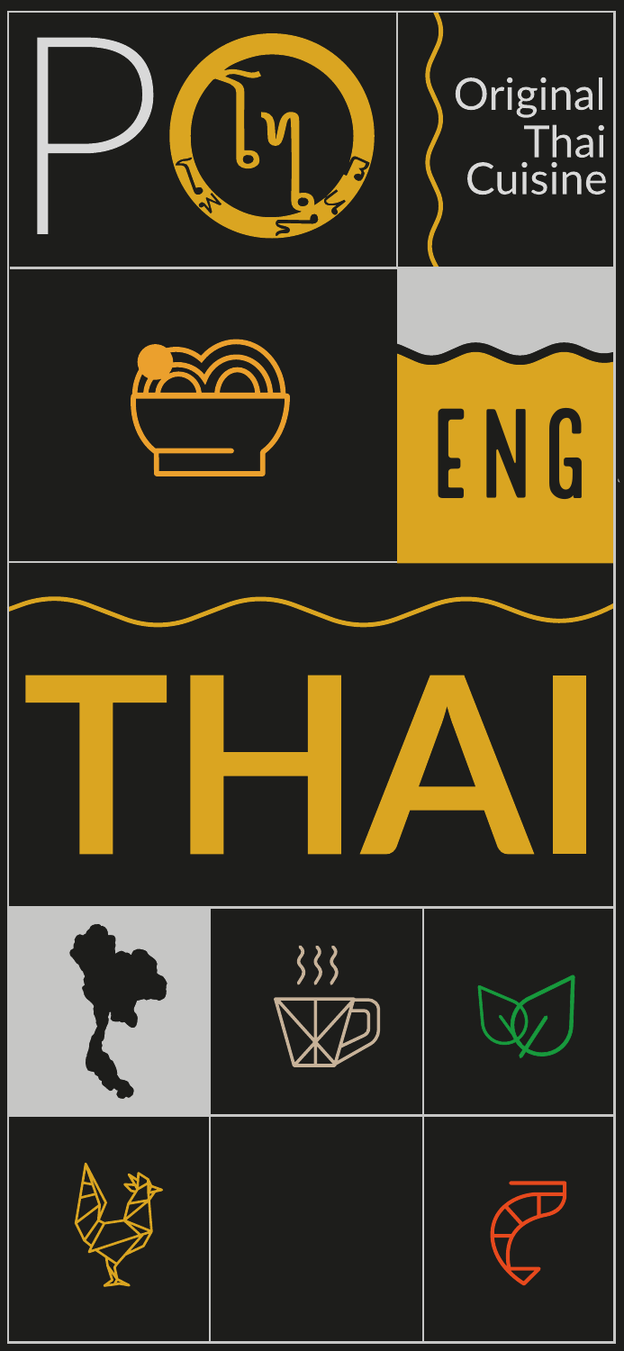# PO โภชน

Original Thai Cuisine

ENG

# THAI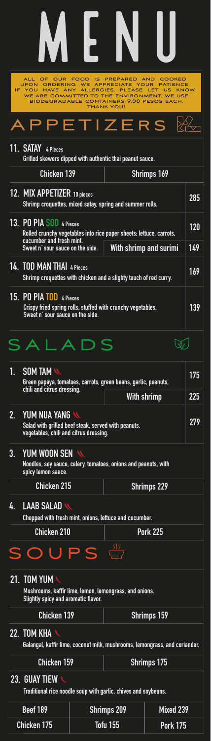# MENU

ALL OF OUR FOOD IS PREPARED AND COOKED UPON ORDERING. WE APPRECIATE YOUR PATIENCE. IF YOU HAVE ANY ALLERGIES, PLEASE LET US KNOW. WE ARE COMMITTED TO THE ENVIRONMENT; WE USE BIODEGRADABLE CONTAINERS 9.00 PESOS EACH. THANK YOU!

## APPETIZERS

### 11. SATAY 4 Pieces

Grilled skewers dipped with authentic thai peanut sauce.

| Chicken 139 | Shrimps 169 |
|---|---|

### 12. MIX APPETIZER 10 pieces — 285

Shrimp croquettes, mixed satay, spring and summer rolls.

### 13. PO PIA SOD 4 Pieces — 120

Rolled crunchy vegetables into rice paper sheets; lettuce, carrots, cucumber and fresh mint.
Sweet n´ sour sauce on the side.

With shrimp and surimi — 149

### 14. TOD MAN THAI 4 Pieces — 169

Shrimp croquettes with chicken and a slighty touch of red curry.

### 15. PO PIA TOD 4 Pieces — 139

Crispy fried spring rolls, stuffed with crunchy vegetables.
Sweet n´ sour sauce on the side.

## SALADS

### 1. SOM TAM — 175

Green papaya, tomatoes, carrots, green beans, garlic, peanuts, chili and citrus dressing.

With shrimp — 225

### 2. YUM NUA YANG — 279

Salad with grilled beef steak, served with peanuts, vegetables, chili and citrus dressing.

### 3. YUM WOON SEN

Noodles, soy sauce, celery, tomatoes, onions and peanuts, with spicy lemon sauce.

| Chicken 215 | Shrimps 229 |
|---|---|

### 4. LAAB SALAD

Chopped with fresh mint, onions, lettuce and cucumber.

| Chicken 210 | Pork 225 |
|---|---|

## SOUPS

### 21. TOM YUM

Mushrooms, kaffir lime, lemon, lemongrass, and onions.
Slightly spicy and aromatic flavor.

| Chicken 139 | Shrimps 159 |
|---|---|

### 22. TOM KHA

Galangal, kaffir lime, coconut milk, mushrooms, lemongrass, and coriander.

| Chicken 159 | Shrimps 175 |
|---|---|

### 23. GUAY TIEW

Traditional rice noodle soup with garlic, chives and soybeans.

| Beef 189 | Shrimps 209 | Mixed 239 |
|---|---|---|
| Chicken 175 | Tofu 155 | Pork 175 |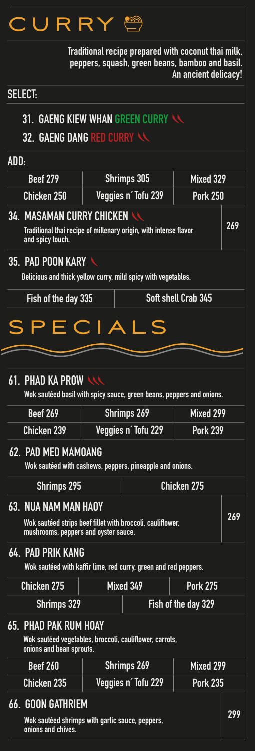# CURRY

**Traditional recipe prepared with coconut thai milk, peppers, squash, green beans, bamboo and basil. An ancient delicacy!**

## SELECT:

### 31. GAENG KIEW WHAN GREEN CURRY

### 32. GAENG DANG RED CURRY

## ADD:

| Beef 279 | Shrimps 305 | Mixed 329 |
|---|---|---|
| Chicken 250 | Veggies n´ Tofu 239 | Pork 250 |

### 34. MASAMAN CURRY CHICKEN — 269

Traditional thai recipe of millenary origin, with intense flavor and spicy touch.

### 35. PAD POON KARY

Delicious and thick yellow curry, mild spicy with vegetables.

| Fish of the day 335 | Soft shell Crab 345 |
|---|---|

# SPECIALS

### 61. PHAD KA PROW

Wok sautéed basil with spicy sauce, green beans, peppers and onions.

| Beef 269 | Shrimps 269 | Mixed 299 |
|---|---|---|
| Chicken 239 | Veggies n´ Tofu 229 | Pork 239 |

### 62. PAD MED MAMOANG

Wok sautéed with cashews, peppers, pineapple and onions.

| Shrimps 295 | Chicken 275 |
|---|---|

### 63. NUA NAM MAN HAOY — 269

Wok sautéed strips beef fillet with broccoli, cauliflower, mushrooms, peppers and oyster sauce.

### 64. PAD PRIK KANG

Wok sautéed with kaffir lime, red curry, green and red peppers.

| Chicken 275 | Mixed 349 | Pork 275 |
|---|---|---|
| Shrimps 329 | Fish of the day 329 | |

### 65. PHAD PAK RUM HOAY

Wok sautéed vegetables, broccoli, cauliflower, carrots, onions and bean sprouts.

| Beef 260 | Shrimps 269 | Mixed 299 |
|---|---|---|
| Chicken 235 | Veggies n´ Tofu 229 | Pork 235 |

### 66. GOON GATHRIEM — 299

Wok sautéed shrimps with garlic sauce, peppers, onions and chives.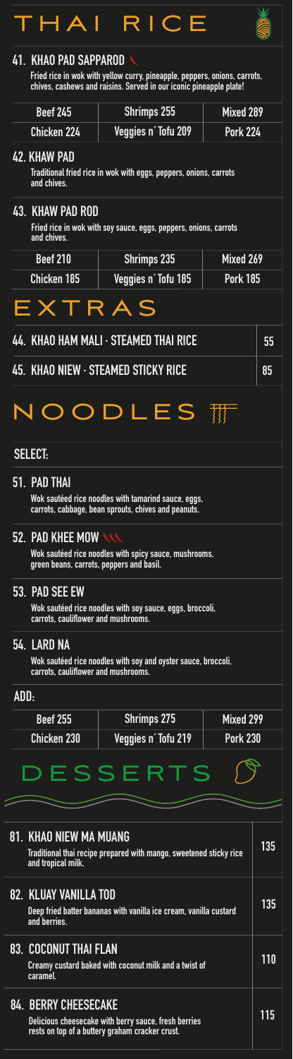# THAI RICE

## 41. KHAO PAD SAPPAROD

Fried rice in wok with yellow curry, pineapple, peppers, onions, carrots, chives, cashews and raisins. Served in our iconic pineapple plate!

| | | |
|---|---|---|
| Beef 245 | Shrimps 255 | Mixed 289 |
| Chicken 224 | Veggies n´Tofu 209 | Pork 224 |

## 42. KHAW PAD

Traditional fried rice in wok with eggs, peppers, onions, carrots and chives.

## 43. KHAW PAD ROD

Fried rice in wok with soy sauce, eggs, peppers, onions, carrots and chives.

| | | |
|---|---|---|
| Beef 210 | Shrimps 235 | Mixed 269 |
| Chicken 185 | Veggies n´Tofu 185 | Pork 185 |

# EXTRAS

| | |
|---|---|
| 44. KHAO HAM MALI · STEAMED THAI RICE | 55 |
| 45. KHAO NIEW · STEAMED STICKY RICE | 85 |

# NOODLES

**SELECT:**

## 51. PAD THAI

Wok sautéed rice noodles with tamarind sauce, eggs, carrots, cabbage, bean sprouts, chives and peanuts.

## 52. PAD KHEE MOW

Wok sautéed rice noodles with spicy sauce, mushrooms, green beans, carrots, peppers and basil.

## 53. PAD SEE EW

Wok sautéed rice noodles with soy sauce, eggs, broccoli, carrots, cauliflower and mushrooms.

## 54. LARD NA

Wok sautéed rice noodles with soy and oyster sauce, broccoli, carrots, cauliflower and mushrooms.

**ADD:**

| | | |
|---|---|---|
| Beef 255 | Shrimps 275 | Mixed 299 |
| Chicken 230 | Veggies n´Tofu 219 | Pork 230 |

# DESSERTS

| | |
|---|---|
| **81. KHAO NIEW MA MUANG**<br>Traditional thai recipe prepared with mango, sweetened sticky rice and tropical milk. | 135 |
| **82. KLUAY VANILLA TOD**<br>Deep fried batter bananas with vanilla ice cream, vanilla custard and berries. | 135 |
| **83. COCONUT THAI FLAN**<br>Creamy custard baked with coconut milk and a twist of caramel. | 110 |
| **84. BERRY CHEESECAKE**<br>Delicious cheesecake with berry sauce, fresh berries rests on top of a buttery graham cracker crust. | 115 |